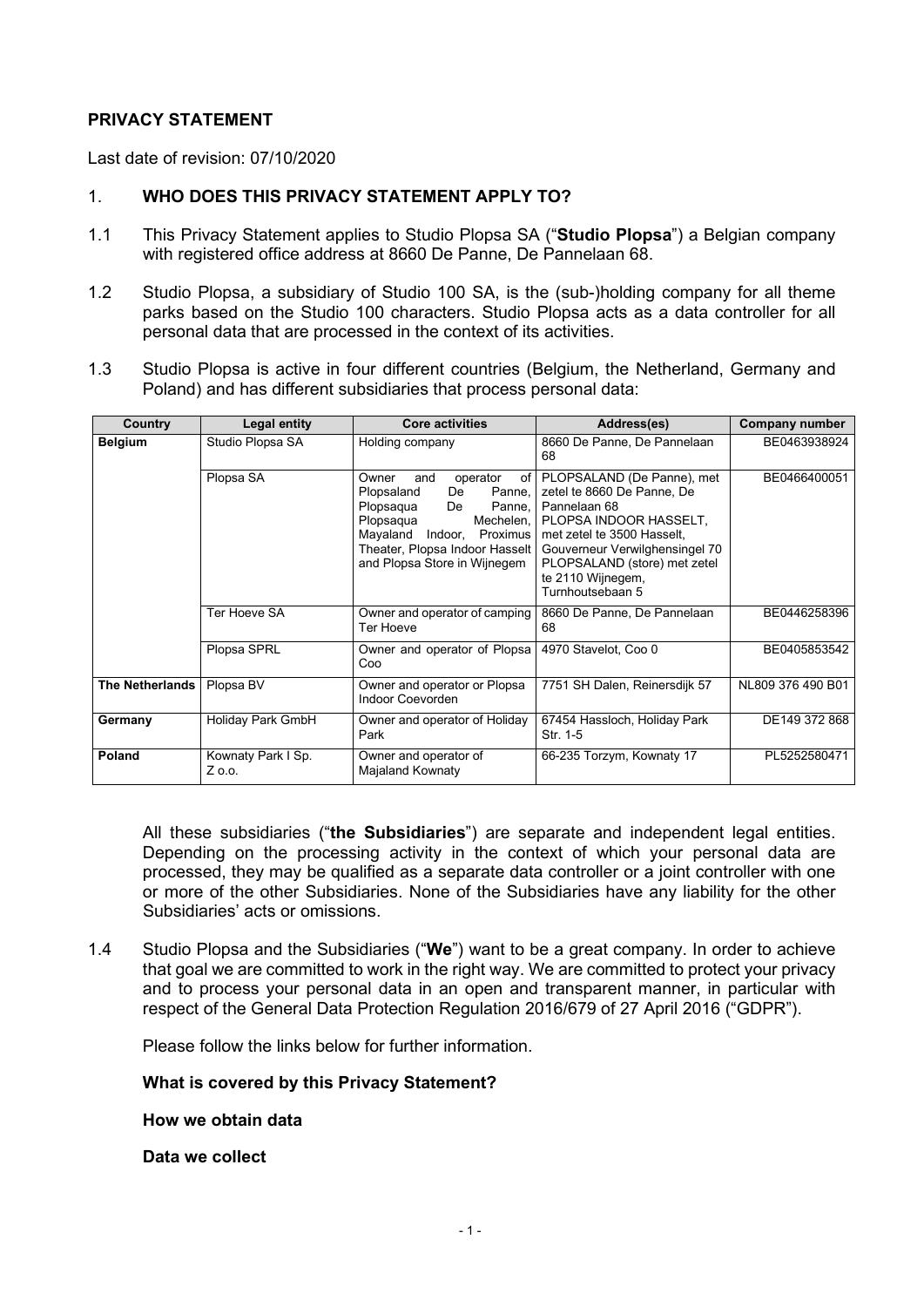**PRIVACY STATEMENT**

Last date of revision: 07/10/2020

## 1. WHO DOES THIS PRIVACY STATEMENT APPLY TO?

1.1 This Privacy Statement applies to Studio Plopsa SA ("**Studio Plopsa**") a Belgian company with registered office address at 8660 De Panne, De Pannelaan 68.

1.2 Studio Plopsa, a subsidiary of Studio 100 SA, is the (sub-)holding company for all theme parks based on the Studio 100 characters. Studio Plopsa acts as a data controller for all personal data that are processed in the context of its activities.

1.3 Studio Plopsa is active in four different countries (Belgium, the Netherland, Germany and Poland) and has different subsidiaries that process personal data:

| Country | Legal entity | Core activities | Address(es) | Company number |
|---|---|---|---|---|
| **Belgium** | Studio Plopsa SA | Holding company | 8660 De Panne, De Pannelaan 68 | BE0463938924 |
| | Plopsa SA | Owner and operator of Plopsaland De Panne, Plopsaqua De Panne, Plopsaqua Mechelen, Mayaland Indoor, Proximus Theater, Plopsa Indoor Hasselt and Plopsa Store in Wijnegem | PLOPSALAND (De Panne), met zetel te 8660 De Panne, De Pannelaan 68 PLOPSA INDOOR HASSELT, met zetel te 3500 Hasselt, Gouverneur Verwilghensingel 70 PLOPSALAND (store) met zetel te 2110 Wijnegem, Turnhoutsebaan 5 | BE0466400051 |
| | Ter Hoeve SA | Owner and operator of camping Ter Hoeve | 8660 De Panne, De Pannelaan 68 | BE0446258396 |
| | Plopsa SPRL | Owner and operator of Plopsa Coo | 4970 Stavelot, Coo 0 | BE0405853542 |
| **The Netherlands** | Plopsa BV | Owner and operator or Plopsa Indoor Coevorden | 7751 SH Dalen, Reinersdijk 57 | NL809 376 490 B01 |
| **Germany** | Holiday Park GmbH | Owner and operator of Holiday Park | 67454 Hassloch, Holiday Park Str. 1-5 | DE149 372 868 |
| **Poland** | Kownaty Park I Sp. Z o.o. | Owner and operator of Majaland Kownaty | 66-235 Torzym, Kownaty 17 | PL5252580471 |

All these subsidiaries ("**the Subsidiaries**") are separate and independent legal entities. Depending on the processing activity in the context of which your personal data are processed, they may be qualified as a separate data controller or a joint controller with one or more of the other Subsidiaries. None of the Subsidiaries have any liability for the other Subsidiaries' acts or omissions.

1.4 Studio Plopsa and the Subsidiaries ("**We**") want to be a great company. In order to achieve that goal we are committed to work in the right way. We are committed to protect your privacy and to process your personal data in an open and transparent manner, in particular with respect of the General Data Protection Regulation 2016/679 of 27 April 2016 ("GDPR").

Please follow the links below for further information.

**What is covered by this Privacy Statement?**

**How we obtain data**

**Data we collect**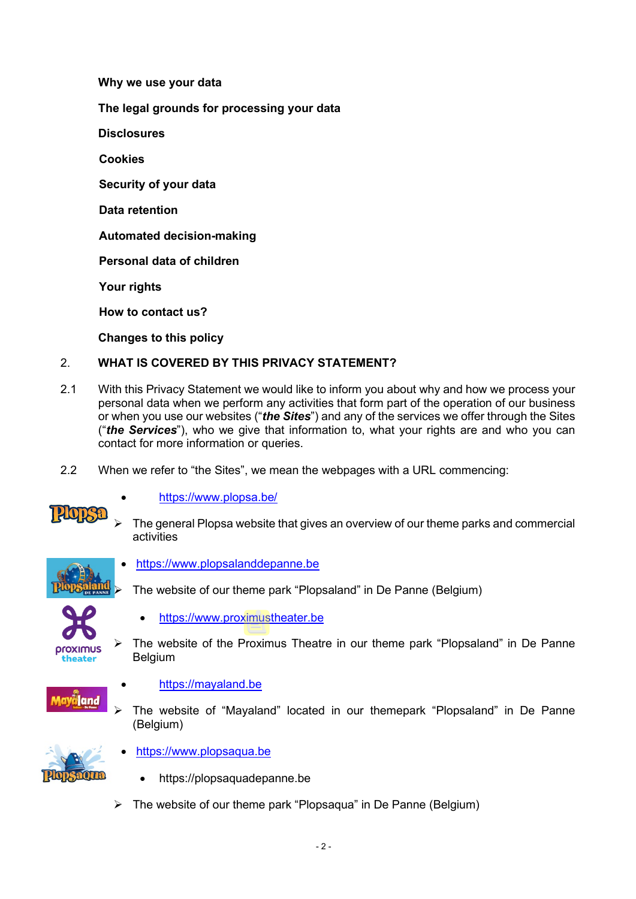**Why we use your data**

**The legal grounds for processing your data**

**Disclosures**

**Cookies**

**Security of your data**

**Data retention**

**Automated decision-making**

**Personal data of children**

**Your rights**

**How to contact us?**

**Changes to this policy**

## 2. WHAT IS COVERED BY THIS PRIVACY STATEMENT?

2.1 With this Privacy Statement we would like to inform you about why and how we process your personal data when we perform any activities that form part of the operation of our business or when you use our websites ("***the Sites***") and any of the services we offer through the Sites ("***the Services***"), who we give that information to, what your rights are and who you can contact for more information or queries.

2.2 When we refer to "the Sites", we mean the webpages with a URL commencing:

- https://www.plopsa.be/
  - The general Plopsa website that gives an overview of our theme parks and commercial activities
- https://www.plopsalanddepanne.be
  - The website of our theme park "Plopsaland" in De Panne (Belgium)
- https://www.proximustheater.be
  - The website of the Proximus Theatre in our theme park "Plopsaland" in De Panne Belgium
- https://mayaland.be
  - The website of "Mayaland" located in our themepark "Plopsaland" in De Panne (Belgium)
- https://www.plopsaqua.be
- https://plopsaquadepanne.be
  - The website of our theme park "Plopsaqua" in De Panne (Belgium)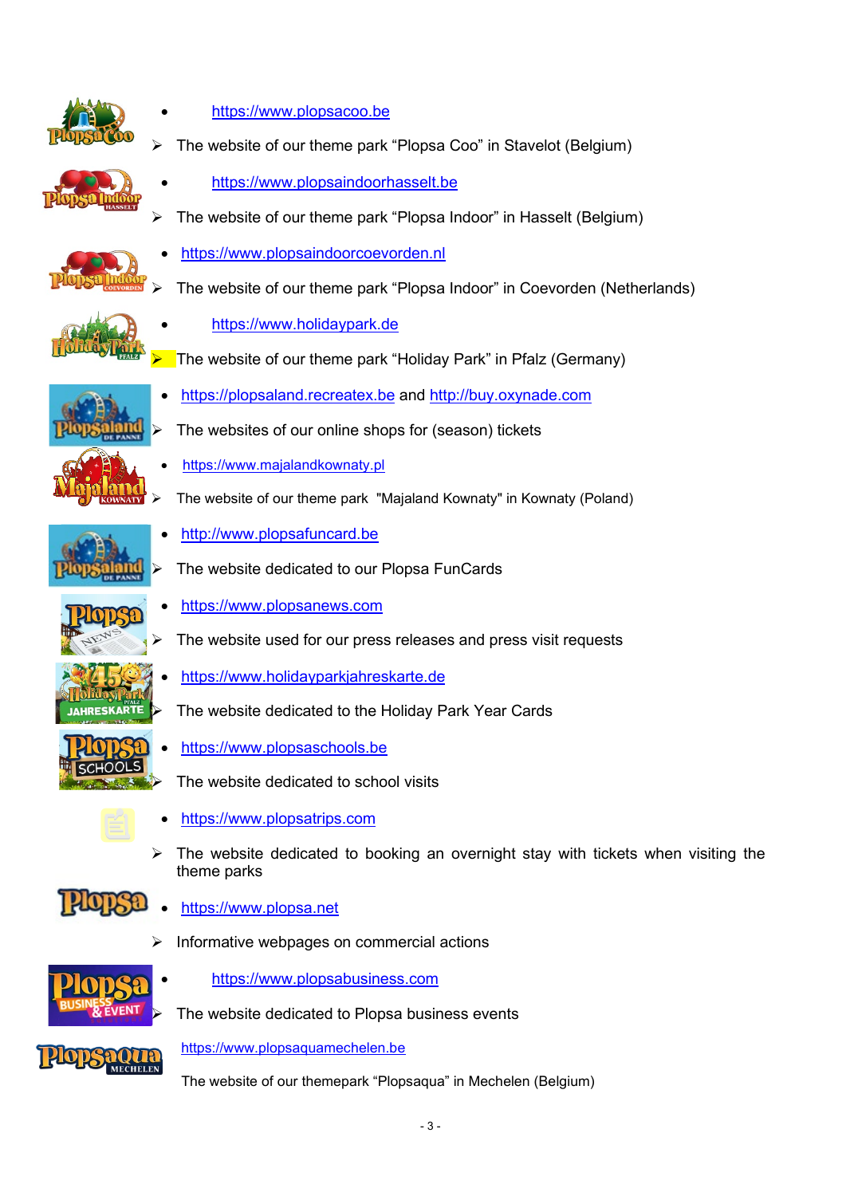- https://www.plopsacoo.be
  - The website of our theme park “Plopsa Coo” in Stavelot (Belgium)
- https://www.plopsaindoorhasselt.be
  - The website of our theme park “Plopsa Indoor” in Hasselt (Belgium)
- https://www.plopsaindoorcoevorden.nl
  - The website of our theme park “Plopsa Indoor” in Coevorden (Netherlands)
- https://www.holidaypark.de
  - The website of our theme park “Holiday Park” in Pfalz (Germany)
- https://plopsaland.recreatex.be and http://buy.oxynade.com
  - The websites of our online shops for (season) tickets
- https://www.majalandkownaty.pl
  - The website of our theme park "Majaland Kownaty" in Kownaty (Poland)
- http://www.plopsafuncard.be
  - The website dedicated to our Plopsa FunCards
- https://www.plopsanews.com
  - The website used for our press releases and press visit requests
- https://www.holidayparkjahreskarte.de
  - The website dedicated to the Holiday Park Year Cards
- https://www.plopsaschools.be
  - The website dedicated to school visits
- https://www.plopsatrips.com
  - The website dedicated to booking an overnight stay with tickets when visiting the theme parks
- https://www.plopsa.net
  - Informative webpages on commercial actions
- https://www.plopsabusiness.com
  - The website dedicated to Plopsa business events

https://www.plopsaquamechelen.be

The website of our themepark “Plopsaqua” in Mechelen (Belgium)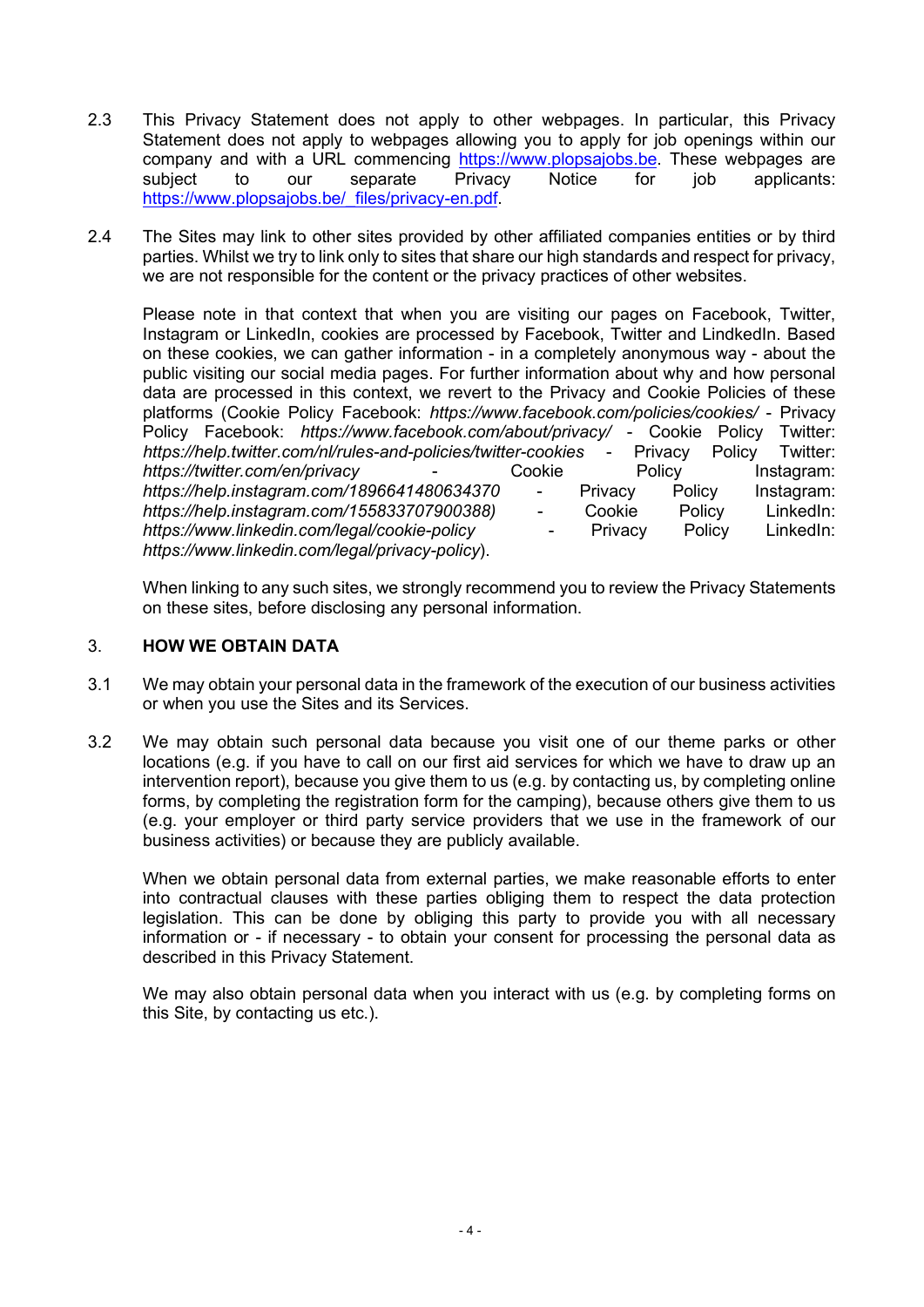2.3 This Privacy Statement does not apply to other webpages. In particular, this Privacy Statement does not apply to webpages allowing you to apply for job openings within our company and with a URL commencing https://www.plopsajobs.be. These webpages are subject to our separate Privacy Notice for job applicants: https://www.plopsajobs.be/_files/privacy-en.pdf.

2.4 The Sites may link to other sites provided by other affiliated companies entities or by third parties. Whilst we try to link only to sites that share our high standards and respect for privacy, we are not responsible for the content or the privacy practices of other websites.

Please note in that context that when you are visiting our pages on Facebook, Twitter, Instagram or LinkedIn, cookies are processed by Facebook, Twitter and LindkedIn. Based on these cookies, we can gather information - in a completely anonymous way - about the public visiting our social media pages. For further information about why and how personal data are processed in this context, we revert to the Privacy and Cookie Policies of these platforms (Cookie Policy Facebook: *https://www.facebook.com/policies/cookies/* - Privacy Policy Facebook: *https://www.facebook.com/about/privacy/* - Cookie Policy Twitter: *https://help.twitter.com/nl/rules-and-policies/twitter-cookies* - Privacy Policy Twitter: *https://twitter.com/en/privacy* - Cookie Policy Instagram: *https://help.instagram.com/1896641480634370* - Privacy Policy Instagram: *https://help.instagram.com/155833707900388)* - Cookie Policy LinkedIn: *https://www.linkedin.com/legal/cookie-policy* - Privacy Policy LinkedIn: *https://www.linkedin.com/legal/privacy-policy*).

When linking to any such sites, we strongly recommend you to review the Privacy Statements on these sites, before disclosing any personal information.

## 3. HOW WE OBTAIN DATA

3.1 We may obtain your personal data in the framework of the execution of our business activities or when you use the Sites and its Services.

3.2 We may obtain such personal data because you visit one of our theme parks or other locations (e.g. if you have to call on our first aid services for which we have to draw up an intervention report), because you give them to us (e.g. by contacting us, by completing online forms, by completing the registration form for the camping), because others give them to us (e.g. your employer or third party service providers that we use in the framework of our business activities) or because they are publicly available.

When we obtain personal data from external parties, we make reasonable efforts to enter into contractual clauses with these parties obliging them to respect the data protection legislation. This can be done by obliging this party to provide you with all necessary information or - if necessary - to obtain your consent for processing the personal data as described in this Privacy Statement.

We may also obtain personal data when you interact with us (e.g. by completing forms on this Site, by contacting us etc.).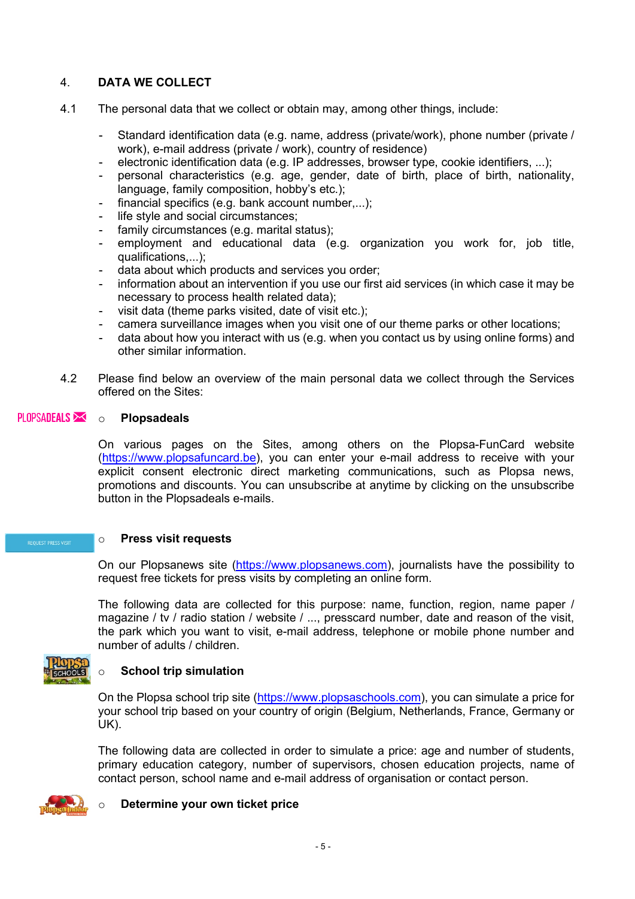## 4. DATA WE COLLECT

4.1 The personal data that we collect or obtain may, among other things, include:

- Standard identification data (e.g. name, address (private/work), phone number (private / work), e-mail address (private / work), country of residence)
- electronic identification data (e.g. IP addresses, browser type, cookie identifiers, ...);
- personal characteristics (e.g. age, gender, date of birth, place of birth, nationality, language, family composition, hobby's etc.);
- financial specifics (e.g. bank account number,...);
- life style and social circumstances;
- family circumstances (e.g. marital status);
- employment and educational data (e.g. organization you work for, job title, qualifications,...);
- data about which products and services you order;
- information about an intervention if you use our first aid services (in which case it may be necessary to process health related data);
- visit data (theme parks visited, date of visit etc.);
- camera surveillance images when you visit one of our theme parks or other locations;
- data about how you interact with us (e.g. when you contact us by using online forms) and other similar information.

4.2 Please find below an overview of the main personal data we collect through the Services offered on the Sites:

- **Plopsadeals**

  On various pages on the Sites, among others on the Plopsa-FunCard website (https://www.plopsafuncard.be), you can enter your e-mail address to receive with your explicit consent electronic direct marketing communications, such as Plopsa news, promotions and discounts. You can unsubscribe at anytime by clicking on the unsubscribe button in the Plopsadeals e-mails.

- **Press visit requests**

  On our Plopsanews site (https://www.plopsanews.com), journalists have the possibility to request free tickets for press visits by completing an online form.

  The following data are collected for this purpose: name, function, region, name paper / magazine / tv / radio station / website / ..., presscard number, date and reason of the visit, the park which you want to visit, e-mail address, telephone or mobile phone number and number of adults / children.

- **School trip simulation**

  On the Plopsa school trip site (https://www.plopsaschools.com), you can simulate a price for your school trip based on your country of origin (Belgium, Netherlands, France, Germany or UK).

  The following data are collected in order to simulate a price: age and number of students, primary education category, number of supervisors, chosen education projects, name of contact person, school name and e-mail address of organisation or contact person.

- **Determine your own ticket price**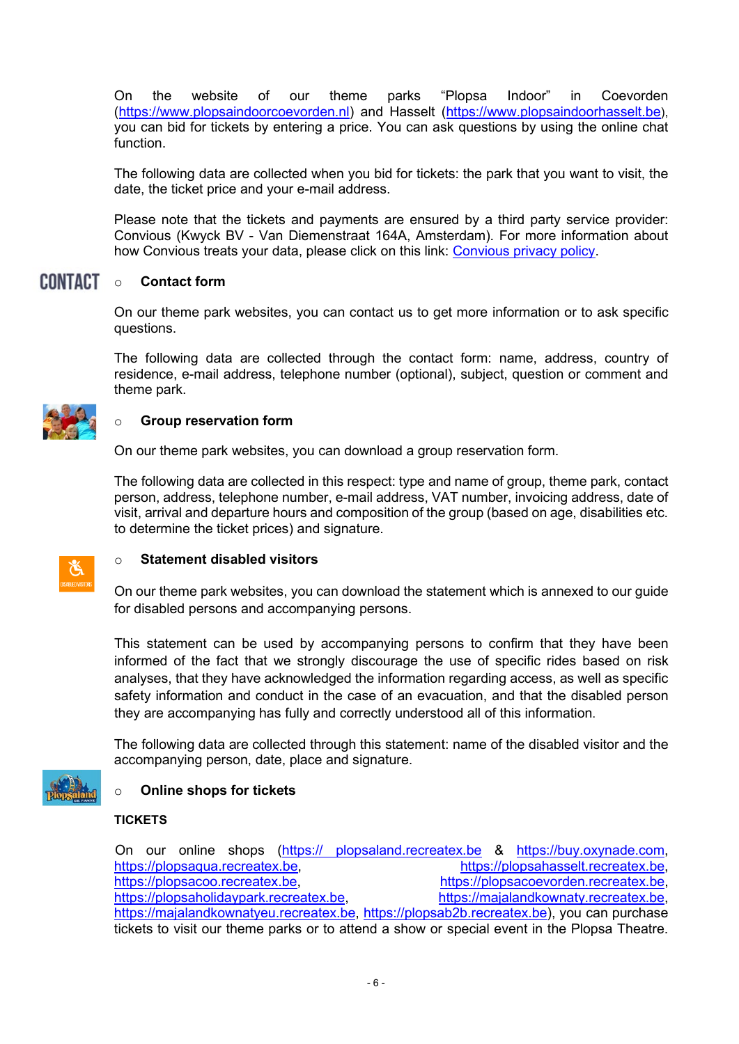On the website of our theme parks "Plopsa Indoor" in Coevorden (https://www.plopsaindoorcoevorden.nl) and Hasselt (https://www.plopsaindoorhasselt.be), you can bid for tickets by entering a price. You can ask questions by using the online chat function.

The following data are collected when you bid for tickets: the park that you want to visit, the date, the ticket price and your e-mail address.

Please note that the tickets and payments are ensured by a third party service provider: Convious (Kwyck BV - Van Diemenstraat 164A, Amsterdam). For more information about how Convious treats your data, please click on this link: Convious privacy policy.

- **Contact form**

On our theme park websites, you can contact us to get more information or to ask specific questions.

The following data are collected through the contact form: name, address, country of residence, e-mail address, telephone number (optional), subject, question or comment and theme park.

- **Group reservation form**

On our theme park websites, you can download a group reservation form.

The following data are collected in this respect: type and name of group, theme park, contact person, address, telephone number, e-mail address, VAT number, invoicing address, date of visit, arrival and departure hours and composition of the group (based on age, disabilities etc. to determine the ticket prices) and signature.

- **Statement disabled visitors**

On our theme park websites, you can download the statement which is annexed to our guide for disabled persons and accompanying persons.

This statement can be used by accompanying persons to confirm that they have been informed of the fact that we strongly discourage the use of specific rides based on risk analyses, that they have acknowledged the information regarding access, as well as specific safety information and conduct in the case of an evacuation, and that the disabled person they are accompanying has fully and correctly understood all of this information.

The following data are collected through this statement: name of the disabled visitor and the accompanying person, date, place and signature.

- **Online shops for tickets**

**TICKETS**

On our online shops (https:// plopsaland.recreatex.be & https://buy.oxynade.com, https://plopsaqua.recreatex.be, https://plopsahasselt.recreatex.be, https://plopsacoo.recreatex.be, https://plopsacoevorden.recreatex.be, https://plopsaholidaypark.recreatex.be, https://majalandkownaty.recreatex.be, https://majalandkownatyeu.recreatex.be, https://plopsab2b.recreatex.be), you can purchase tickets to visit our theme parks or to attend a show or special event in the Plopsa Theatre.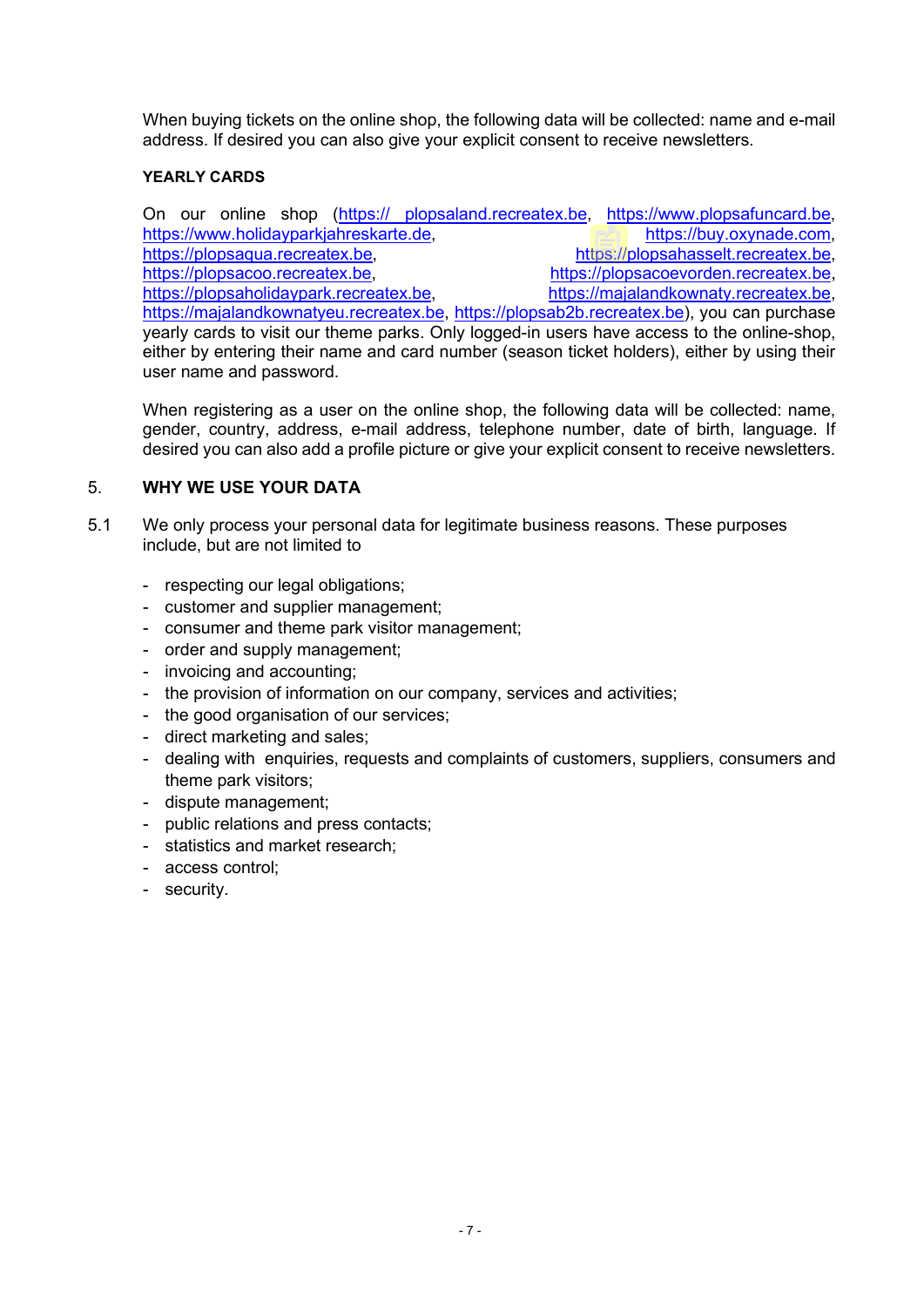When buying tickets on the online shop, the following data will be collected: name and e-mail address. If desired you can also give your explicit consent to receive newsletters.

**YEARLY CARDS**

On our online shop (https:// plopsaland.recreatex.be, https://www.plopsafuncard.be, https://www.holidayparkjahreskarte.de, https://buy.oxynade.com, https://plopsaqua.recreatex.be, https://plopsahasselt.recreatex.be, https://plopsacoo.recreatex.be, https://plopsacoevorden.recreatex.be, https://plopsaholidaypark.recreatex.be, https://majalandkownaty.recreatex.be, https://majalandkownatyeu.recreatex.be, https://plopsab2b.recreatex.be), you can purchase yearly cards to visit our theme parks. Only logged-in users have access to the online-shop, either by entering their name and card number (season ticket holders), either by using their user name and password.

When registering as a user on the online shop, the following data will be collected: name, gender, country, address, e-mail address, telephone number, date of birth, language. If desired you can also add a profile picture or give your explicit consent to receive newsletters.

## 5. WHY WE USE YOUR DATA

5.1 We only process your personal data for legitimate business reasons. These purposes include, but are not limited to

- respecting our legal obligations;
- customer and supplier management;
- consumer and theme park visitor management;
- order and supply management;
- invoicing and accounting;
- the provision of information on our company, services and activities;
- the good organisation of our services;
- direct marketing and sales;
- dealing with enquiries, requests and complaints of customers, suppliers, consumers and theme park visitors;
- dispute management;
- public relations and press contacts;
- statistics and market research;
- access control;
- security.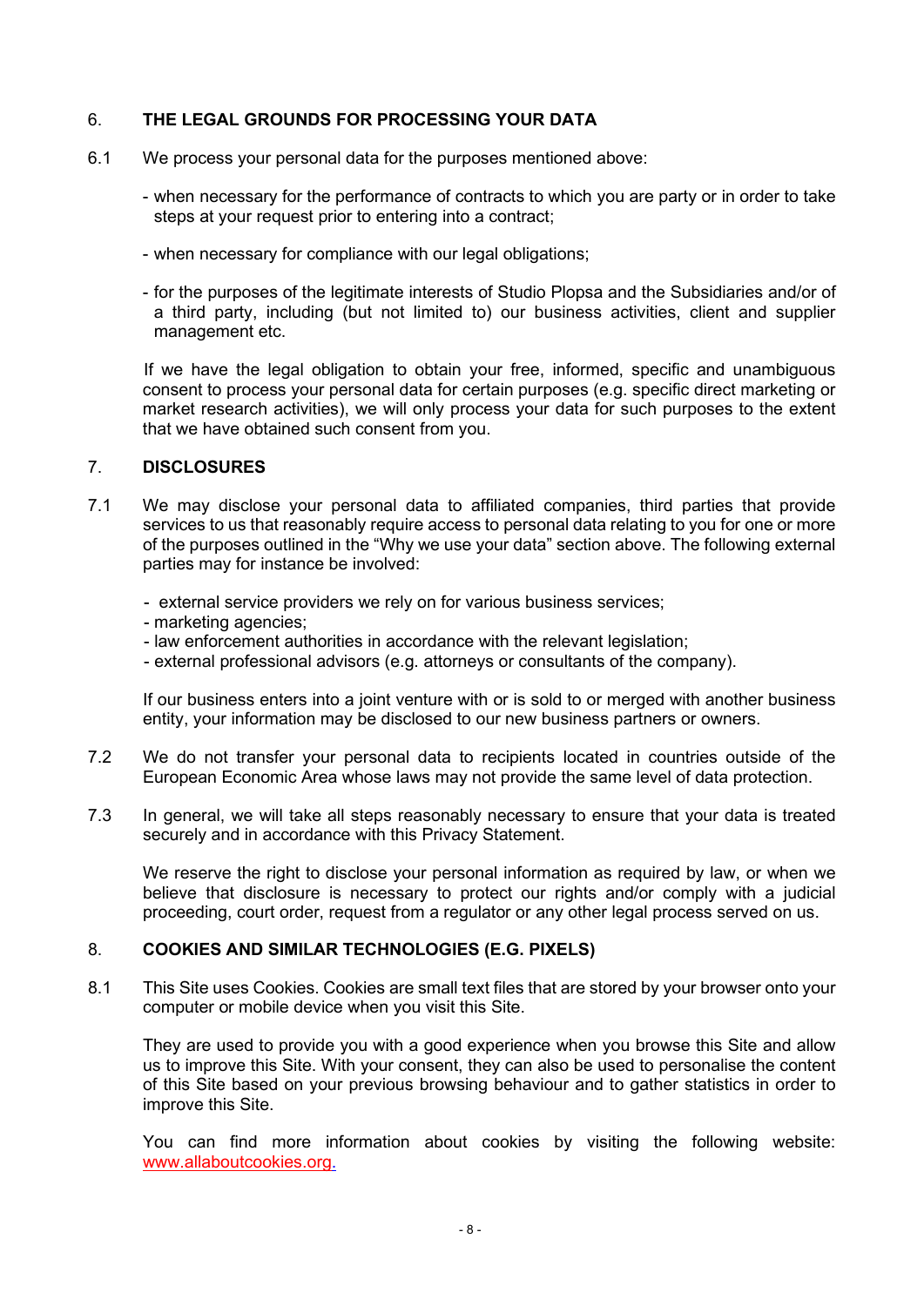## 6. THE LEGAL GROUNDS FOR PROCESSING YOUR DATA

6.1 We process your personal data for the purposes mentioned above:

- when necessary for the performance of contracts to which you are party or in order to take steps at your request prior to entering into a contract;
- when necessary for compliance with our legal obligations;
- for the purposes of the legitimate interests of Studio Plopsa and the Subsidiaries and/or of a third party, including (but not limited to) our business activities, client and supplier management etc.

If we have the legal obligation to obtain your free, informed, specific and unambiguous consent to process your personal data for certain purposes (e.g. specific direct marketing or market research activities), we will only process your data for such purposes to the extent that we have obtained such consent from you.

## 7. DISCLOSURES

7.1 We may disclose your personal data to affiliated companies, third parties that provide services to us that reasonably require access to personal data relating to you for one or more of the purposes outlined in the "Why we use your data" section above. The following external parties may for instance be involved:

- external service providers we rely on for various business services;
- marketing agencies;
- law enforcement authorities in accordance with the relevant legislation;
- external professional advisors (e.g. attorneys or consultants of the company).

If our business enters into a joint venture with or is sold to or merged with another business entity, your information may be disclosed to our new business partners or owners.

7.2 We do not transfer your personal data to recipients located in countries outside of the European Economic Area whose laws may not provide the same level of data protection.

7.3 In general, we will take all steps reasonably necessary to ensure that your data is treated securely and in accordance with this Privacy Statement.

We reserve the right to disclose your personal information as required by law, or when we believe that disclosure is necessary to protect our rights and/or comply with a judicial proceeding, court order, request from a regulator or any other legal process served on us.

## 8. COOKIES AND SIMILAR TECHNOLOGIES (E.G. PIXELS)

8.1 This Site uses Cookies. Cookies are small text files that are stored by your browser onto your computer or mobile device when you visit this Site.

They are used to provide you with a good experience when you browse this Site and allow us to improve this Site. With your consent, they can also be used to personalise the content of this Site based on your previous browsing behaviour and to gather statistics in order to improve this Site.

You can find more information about cookies by visiting the following website: www.allaboutcookies.org.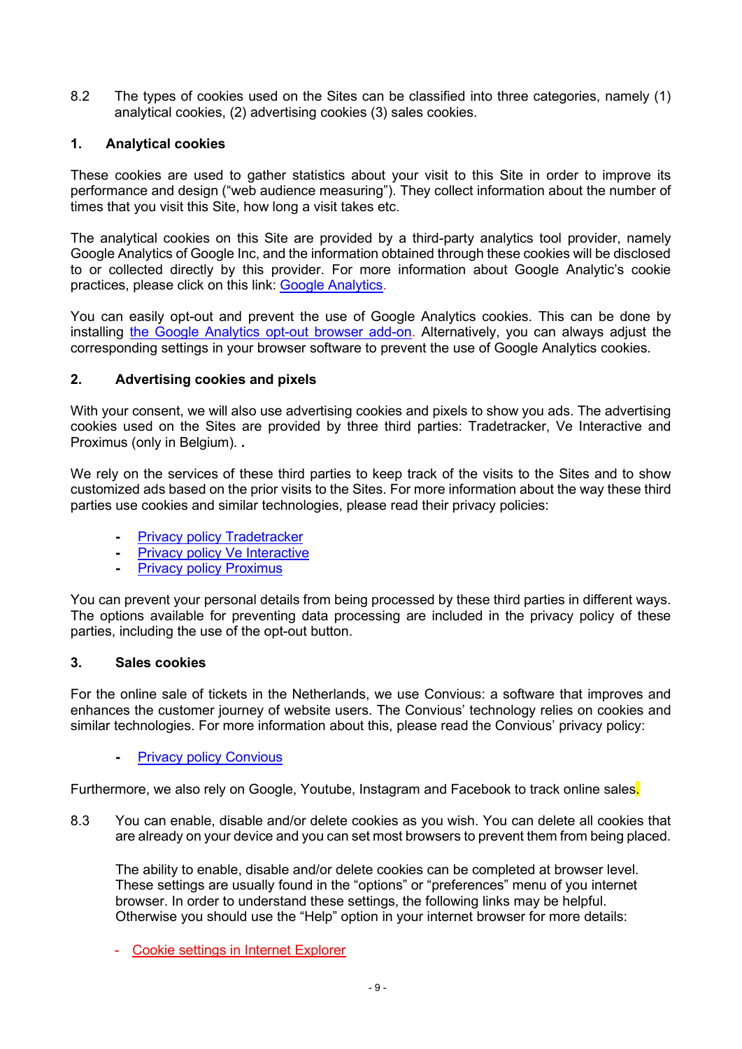8.2 The types of cookies used on the Sites can be classified into three categories, namely (1) analytical cookies, (2) advertising cookies (3) sales cookies.

### 1. Analytical cookies

These cookies are used to gather statistics about your visit to this Site in order to improve its performance and design ("web audience measuring"). They collect information about the number of times that you visit this Site, how long a visit takes etc.

The analytical cookies on this Site are provided by a third-party analytics tool provider, namely Google Analytics of Google Inc, and the information obtained through these cookies will be disclosed to or collected directly by this provider. For more information about Google Analytic's cookie practices, please click on this link: Google Analytics.

You can easily opt-out and prevent the use of Google Analytics cookies. This can be done by installing the Google Analytics opt-out browser add-on. Alternatively, you can always adjust the corresponding settings in your browser software to prevent the use of Google Analytics cookies.

### 2. Advertising cookies and pixels

With your consent, we will also use advertising cookies and pixels to show you ads. The advertising cookies used on the Sites are provided by three third parties: Tradetracker, Ve Interactive and Proximus (only in Belgium). .

We rely on the services of these third parties to keep track of the visits to the Sites and to show customized ads based on the prior visits to the Sites. For more information about the way these third parties use cookies and similar technologies, please read their privacy policies:

- Privacy policy Tradetracker
- Privacy policy Ve Interactive
- Privacy policy Proximus

You can prevent your personal details from being processed by these third parties in different ways. The options available for preventing data processing are included in the privacy policy of these parties, including the use of the opt-out button.

### 3. Sales cookies

For the online sale of tickets in the Netherlands, we use Convious: a software that improves and enhances the customer journey of website users. The Convious' technology relies on cookies and similar technologies. For more information about this, please read the Convious' privacy policy:

- Privacy policy Convious

Furthermore, we also rely on Google, Youtube, Instagram and Facebook to track online sales.

8.3 You can enable, disable and/or delete cookies as you wish. You can delete all cookies that are already on your device and you can set most browsers to prevent them from being placed.

The ability to enable, disable and/or delete cookies can be completed at browser level. These settings are usually found in the "options" or "preferences" menu of you internet browser. In order to understand these settings, the following links may be helpful. Otherwise you should use the "Help" option in your internet browser for more details:

- Cookie settings in Internet Explorer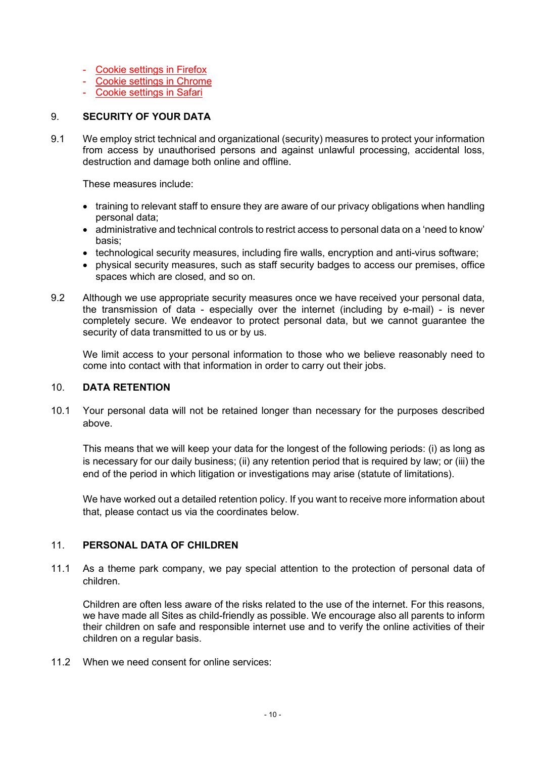- Cookie settings in Firefox
- Cookie settings in Chrome
- Cookie settings in Safari

## 9. SECURITY OF YOUR DATA

9.1 We employ strict technical and organizational (security) measures to protect your information from access by unauthorised persons and against unlawful processing, accidental loss, destruction and damage both online and offline.

These measures include:

- training to relevant staff to ensure they are aware of our privacy obligations when handling personal data;
- administrative and technical controls to restrict access to personal data on a 'need to know' basis;
- technological security measures, including fire walls, encryption and anti-virus software;
- physical security measures, such as staff security badges to access our premises, office spaces which are closed, and so on.

9.2 Although we use appropriate security measures once we have received your personal data, the transmission of data - especially over the internet (including by e-mail) - is never completely secure. We endeavor to protect personal data, but we cannot guarantee the security of data transmitted to us or by us.

We limit access to your personal information to those who we believe reasonably need to come into contact with that information in order to carry out their jobs.

## 10. DATA RETENTION

10.1 Your personal data will not be retained longer than necessary for the purposes described above.

This means that we will keep your data for the longest of the following periods: (i) as long as is necessary for our daily business; (ii) any retention period that is required by law; or (iii) the end of the period in which litigation or investigations may arise (statute of limitations).

We have worked out a detailed retention policy. If you want to receive more information about that, please contact us via the coordinates below.

## 11. PERSONAL DATA OF CHILDREN

11.1 As a theme park company, we pay special attention to the protection of personal data of children.

Children are often less aware of the risks related to the use of the internet. For this reasons, we have made all Sites as child-friendly as possible. We encourage also all parents to inform their children on safe and responsible internet use and to verify the online activities of their children on a regular basis.

11.2 When we need consent for online services: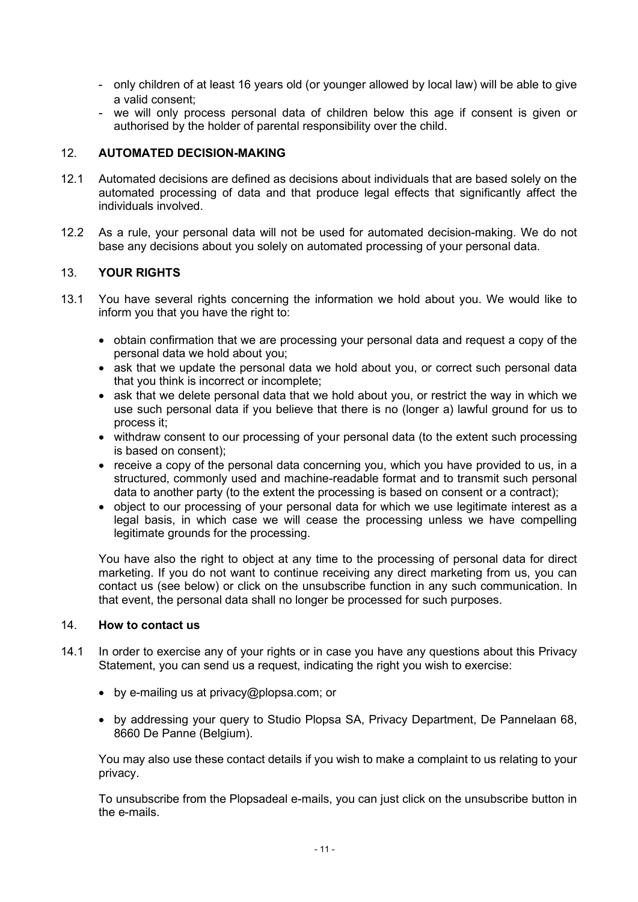- only children of at least 16 years old (or younger allowed by local law) will be able to give a valid consent;
- we will only process personal data of children below this age if consent is given or authorised by the holder of parental responsibility over the child.

## 12. AUTOMATED DECISION-MAKING

12.1 Automated decisions are defined as decisions about individuals that are based solely on the automated processing of data and that produce legal effects that significantly affect the individuals involved.

12.2 As a rule, your personal data will not be used for automated decision-making. We do not base any decisions about you solely on automated processing of your personal data.

## 13. YOUR RIGHTS

13.1 You have several rights concerning the information we hold about you. We would like to inform you that you have the right to:

- obtain confirmation that we are processing your personal data and request a copy of the personal data we hold about you;
- ask that we update the personal data we hold about you, or correct such personal data that you think is incorrect or incomplete;
- ask that we delete personal data that we hold about you, or restrict the way in which we use such personal data if you believe that there is no (longer a) lawful ground for us to process it;
- withdraw consent to our processing of your personal data (to the extent such processing is based on consent);
- receive a copy of the personal data concerning you, which you have provided to us, in a structured, commonly used and machine-readable format and to transmit such personal data to another party (to the extent the processing is based on consent or a contract);
- object to our processing of your personal data for which we use legitimate interest as a legal basis, in which case we will cease the processing unless we have compelling legitimate grounds for the processing.

You have also the right to object at any time to the processing of personal data for direct marketing. If you do not want to continue receiving any direct marketing from us, you can contact us (see below) or click on the unsubscribe function in any such communication. In that event, the personal data shall no longer be processed for such purposes.

## 14. How to contact us

14.1 In order to exercise any of your rights or in case you have any questions about this Privacy Statement, you can send us a request, indicating the right you wish to exercise:

- by e-mailing us at privacy@plopsa.com; or
- by addressing your query to Studio Plopsa SA, Privacy Department, De Pannelaan 68, 8660 De Panne (Belgium).

You may also use these contact details if you wish to make a complaint to us relating to your privacy.

To unsubscribe from the Plopsadeal e-mails, you can just click on the unsubscribe button in the e-mails.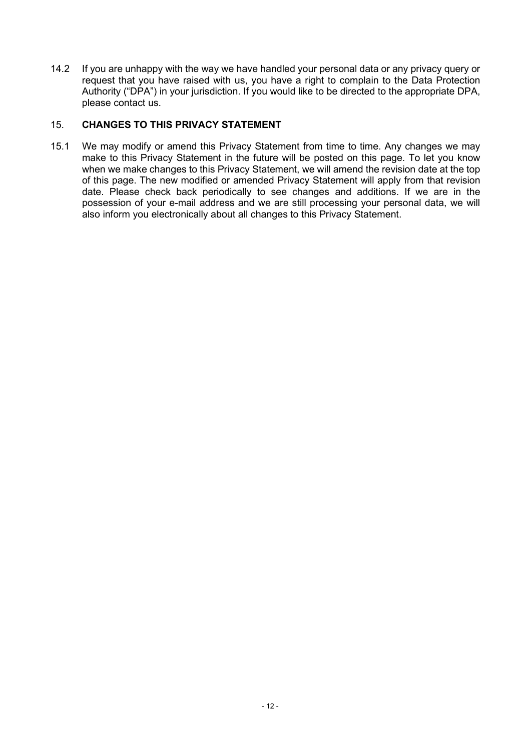14.2 If you are unhappy with the way we have handled your personal data or any privacy query or request that you have raised with us, you have a right to complain to the Data Protection Authority ("DPA") in your jurisdiction. If you would like to be directed to the appropriate DPA, please contact us.

## 15. CHANGES TO THIS PRIVACY STATEMENT

15.1 We may modify or amend this Privacy Statement from time to time. Any changes we may make to this Privacy Statement in the future will be posted on this page. To let you know when we make changes to this Privacy Statement, we will amend the revision date at the top of this page. The new modified or amended Privacy Statement will apply from that revision date. Please check back periodically to see changes and additions. If we are in the possession of your e-mail address and we are still processing your personal data, we will also inform you electronically about all changes to this Privacy Statement.